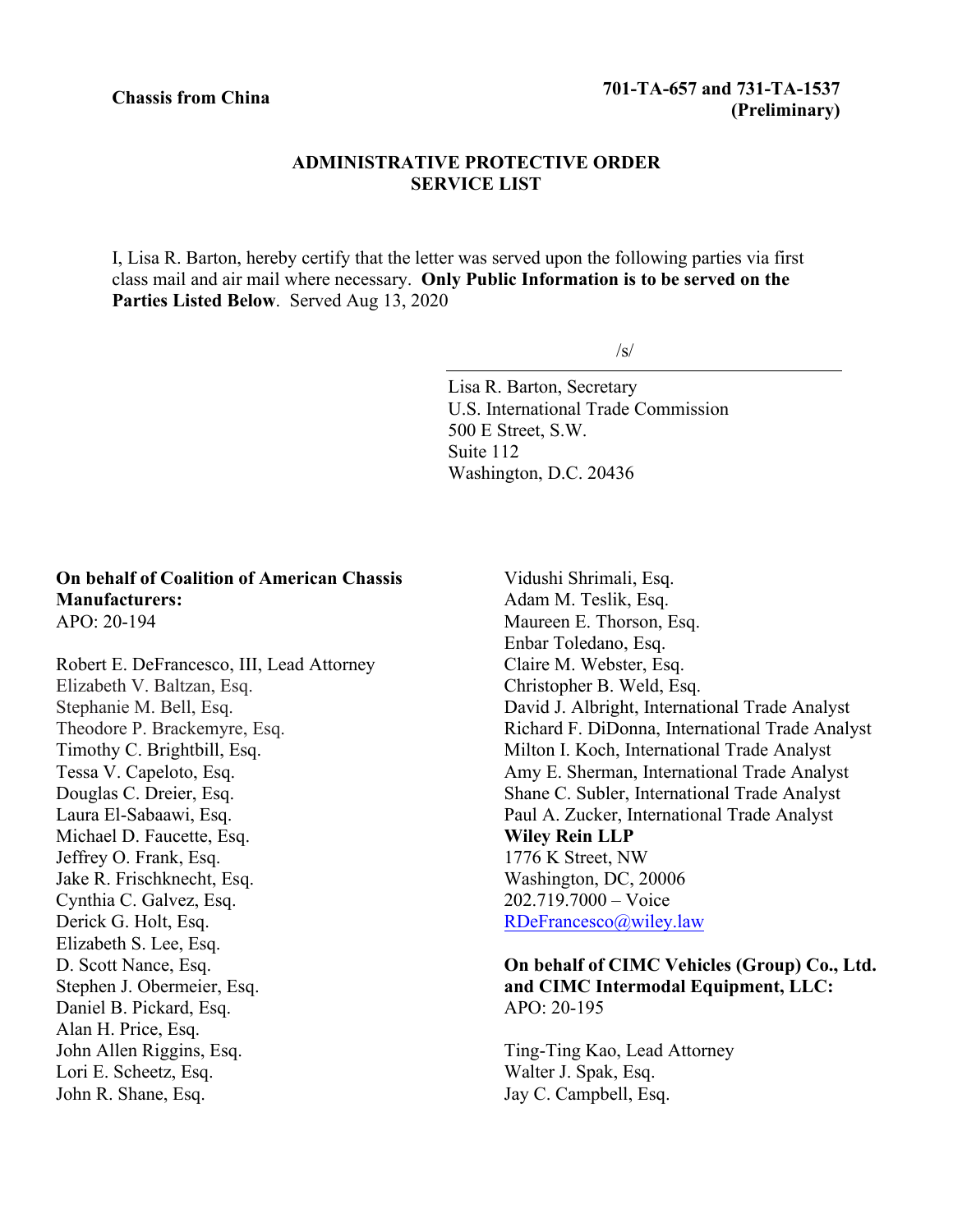**Chassis from China**

**701-TA-657 and 731-TA-1537 (Preliminary)**

## ADMINISTRATIVE PROTECTIVE ORDER SERVICE LIST

I, Lisa R. Barton, hereby certify that the letter was served upon the following parties via first class mail and air mail where necessary. **Only Public Information is to be served on the Parties Listed Below**. Served Aug 13, 2020

/s/

Lisa R. Barton, Secretary
U.S. International Trade Commission
500 E Street, S.W.
Suite 112
Washington, D.C. 20436

**On behalf of Coalition of American Chassis Manufacturers:**
APO: 20-194

Robert E. DeFrancesco, III, Lead Attorney
Elizabeth V. Baltzan, Esq.
Stephanie M. Bell, Esq.
Theodore P. Brackemyre, Esq.
Timothy C. Brightbill, Esq.
Tessa V. Capeloto, Esq.
Douglas C. Dreier, Esq.
Laura El-Sabaawi, Esq.
Michael D. Faucette, Esq.
Jeffrey O. Frank, Esq.
Jake R. Frischknecht, Esq.
Cynthia C. Galvez, Esq.
Derick G. Holt, Esq.
Elizabeth S. Lee, Esq.
D. Scott Nance, Esq.
Stephen J. Obermeier, Esq.
Daniel B. Pickard, Esq.
Alan H. Price, Esq.
John Allen Riggins, Esq.
Lori E. Scheetz, Esq.
John R. Shane, Esq.
Vidushi Shrimali, Esq.
Adam M. Teslik, Esq.
Maureen E. Thorson, Esq.
Enbar Toledano, Esq.
Claire M. Webster, Esq.
Christopher B. Weld, Esq.
David J. Albright, International Trade Analyst
Richard F. DiDonna, International Trade Analyst
Milton I. Koch, International Trade Analyst
Amy E. Sherman, International Trade Analyst
Shane C. Subler, International Trade Analyst
Paul A. Zucker, International Trade Analyst
**Wiley Rein LLP**
1776 K Street, NW
Washington, DC, 20006
202.719.7000 – Voice
RDeFrancesco@wiley.law

**On behalf of CIMC Vehicles (Group) Co., Ltd. and CIMC Intermodal Equipment, LLC:**
APO: 20-195

Ting-Ting Kao, Lead Attorney
Walter J. Spak, Esq.
Jay C. Campbell, Esq.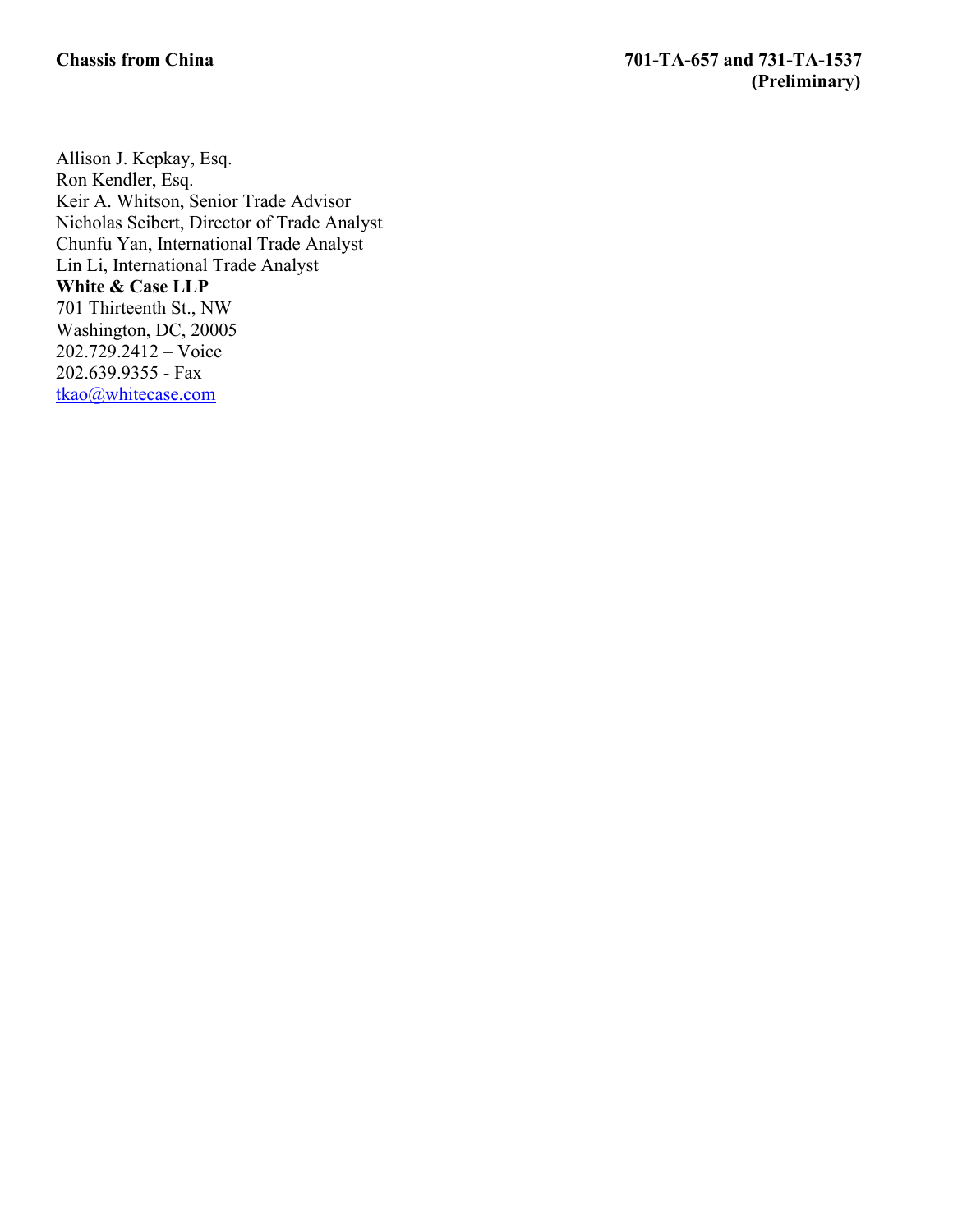**Chassis from China** **701-TA-657 and 731-TA-1537 (Preliminary)**

Allison J. Kepkay, Esq.
Ron Kendler, Esq.
Keir A. Whitson, Senior Trade Advisor
Nicholas Seibert, Director of Trade Analyst
Chunfu Yan, International Trade Analyst
Lin Li, International Trade Analyst
**White & Case LLP**
701 Thirteenth St., NW
Washington, DC, 20005
202.729.2412 – Voice
202.639.9355 - Fax
tkao@whitecase.com